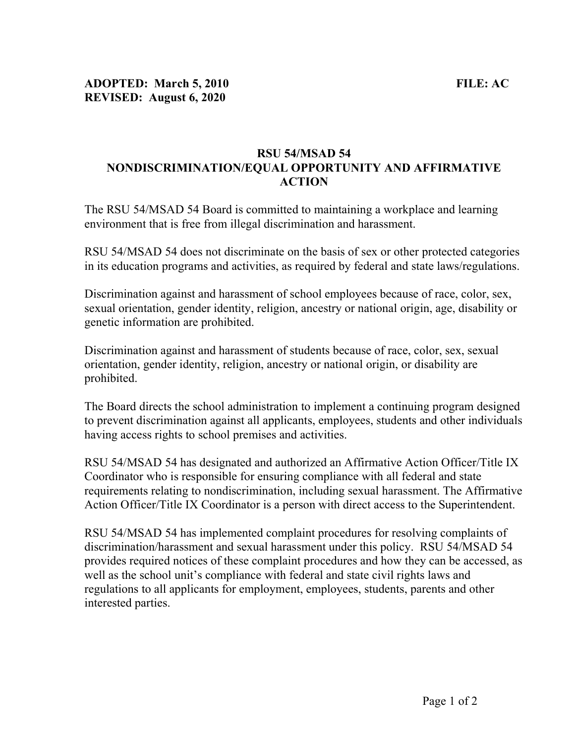**ADOPTED: March 5, 2010** **FILE: AC**
**REVISED: August 6, 2020**

# RSU 54/MSAD 54
## NONDISCRIMINATION/EQUAL OPPORTUNITY AND AFFIRMATIVE ACTION

The RSU 54/MSAD 54 Board is committed to maintaining a workplace and learning environment that is free from illegal discrimination and harassment.

RSU 54/MSAD 54 does not discriminate on the basis of sex or other protected categories in its education programs and activities, as required by federal and state laws/regulations.

Discrimination against and harassment of school employees because of race, color, sex, sexual orientation, gender identity, religion, ancestry or national origin, age, disability or genetic information are prohibited.

Discrimination against and harassment of students because of race, color, sex, sexual orientation, gender identity, religion, ancestry or national origin, or disability are prohibited.

The Board directs the school administration to implement a continuing program designed to prevent discrimination against all applicants, employees, students and other individuals having access rights to school premises and activities.

RSU 54/MSAD 54 has designated and authorized an Affirmative Action Officer/Title IX Coordinator who is responsible for ensuring compliance with all federal and state requirements relating to nondiscrimination, including sexual harassment. The Affirmative Action Officer/Title IX Coordinator is a person with direct access to the Superintendent.

RSU 54/MSAD 54 has implemented complaint procedures for resolving complaints of discrimination/harassment and sexual harassment under this policy. RSU 54/MSAD 54 provides required notices of these complaint procedures and how they can be accessed, as well as the school unit's compliance with federal and state civil rights laws and regulations to all applicants for employment, employees, students, parents and other interested parties.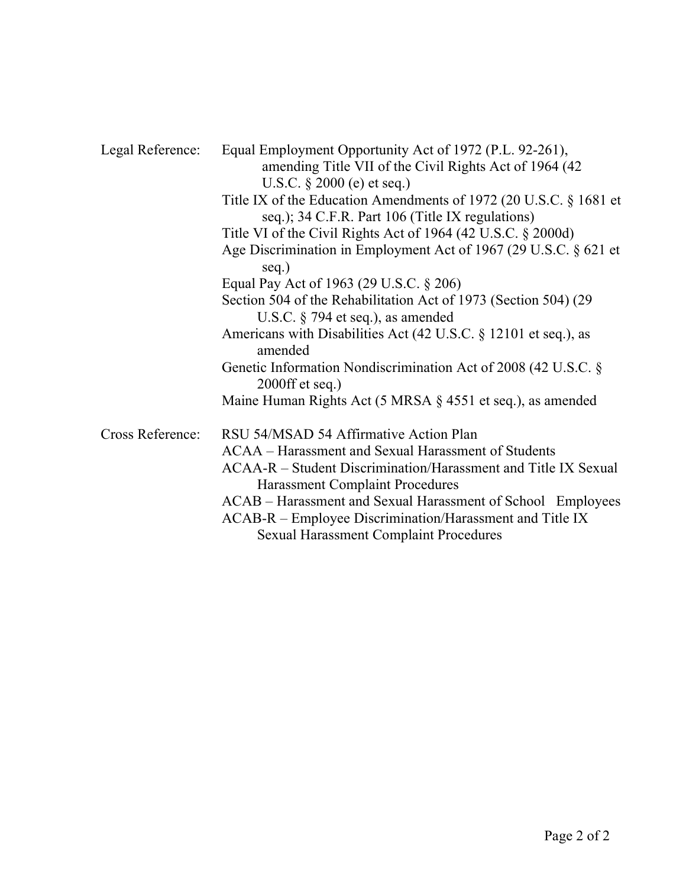Legal Reference:

Equal Employment Opportunity Act of 1972 (P.L. 92-261), amending Title VII of the Civil Rights Act of 1964 (42 U.S.C. § 2000 (e) et seq.)
Title IX of the Education Amendments of 1972 (20 U.S.C. § 1681 et seq.); 34 C.F.R. Part 106 (Title IX regulations)
Title VI of the Civil Rights Act of 1964 (42 U.S.C. § 2000d)
Age Discrimination in Employment Act of 1967 (29 U.S.C. § 621 et seq.)
Equal Pay Act of 1963 (29 U.S.C. § 206)
Section 504 of the Rehabilitation Act of 1973 (Section 504) (29 U.S.C. § 794 et seq.), as amended
Americans with Disabilities Act (42 U.S.C. § 12101 et seq.), as amended
Genetic Information Nondiscrimination Act of 2008 (42 U.S.C. § 2000ff et seq.)
Maine Human Rights Act (5 MRSA § 4551 et seq.), as amended

Cross Reference:

RSU 54/MSAD 54 Affirmative Action Plan
ACAA – Harassment and Sexual Harassment of Students
ACAA-R – Student Discrimination/Harassment and Title IX Sexual Harassment Complaint Procedures
ACAB – Harassment and Sexual Harassment of School Employees
ACAB-R – Employee Discrimination/Harassment and Title IX Sexual Harassment Complaint Procedures